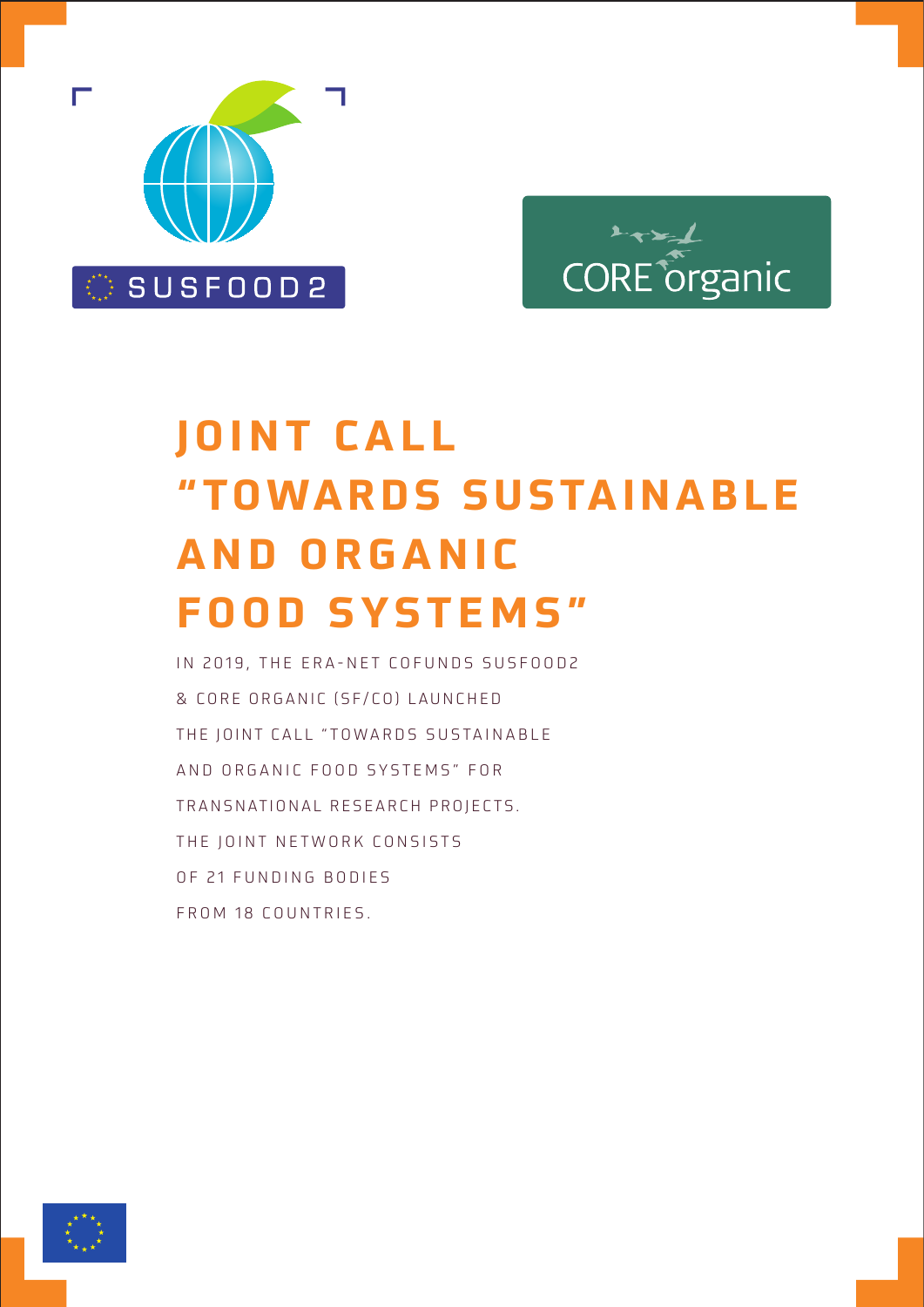SUSFOOD2

CORE organic

# JOINT CALL "TOWARDS SUSTAINABLE AND ORGANIC FOOD SYSTEMS"

IN 2019, THE ERA-NET COFUNDS SUSFOOD2 & CORE ORGANIC (SF/CO) LAUNCHED THE JOINT CALL "TOWARDS SUSTAINABLE AND ORGANIC FOOD SYSTEMS" FOR TRANSNATIONAL RESEARCH PROJECTS. THE JOINT NETWORK CONSISTS OF 21 FUNDING BODIES FROM 18 COUNTRIES.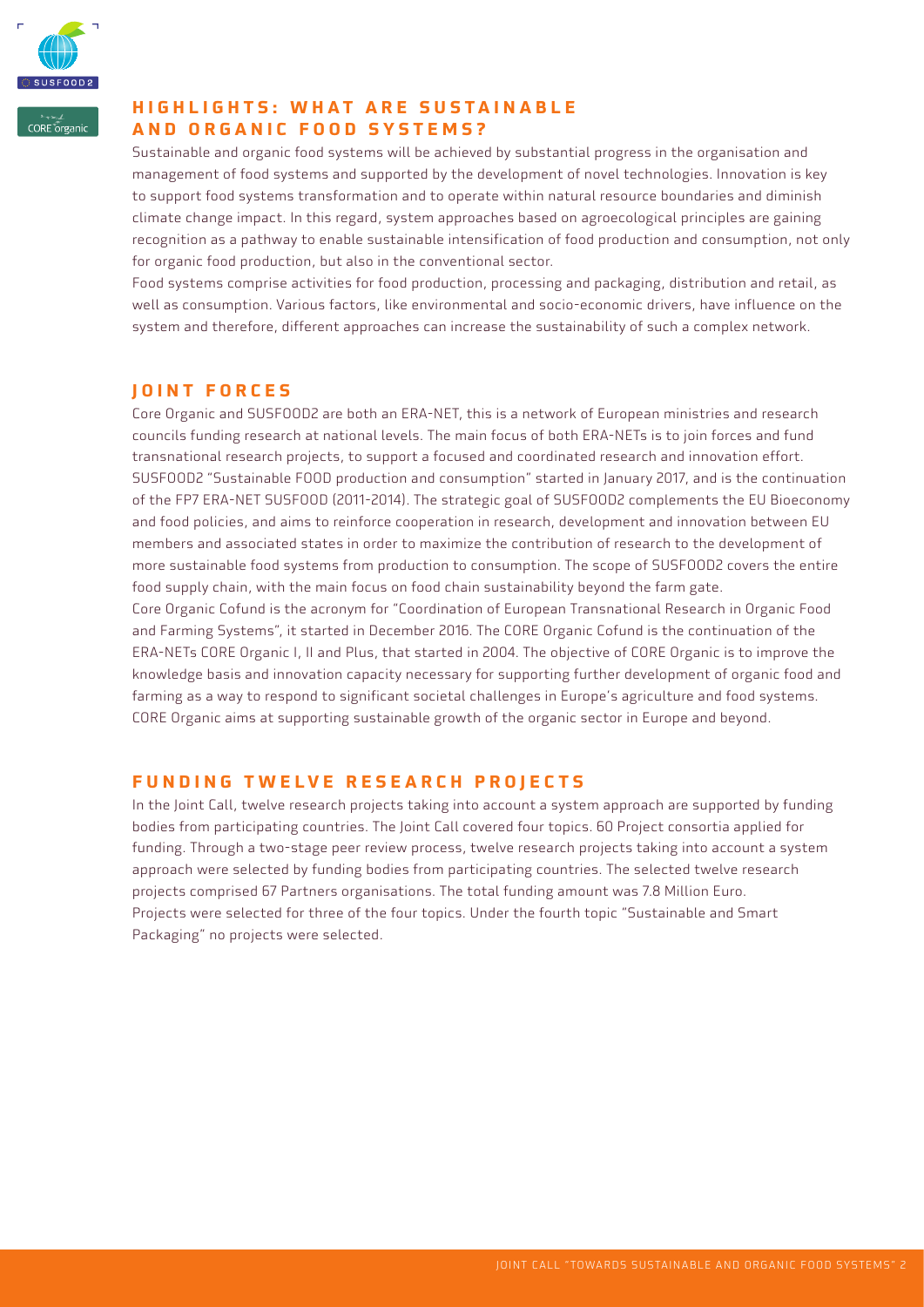## HIGHLIGHTS: WHAT ARE SUSTAINABLE AND ORGANIC FOOD SYSTEMS?

Sustainable and organic food systems will be achieved by substantial progress in the organisation and management of food systems and supported by the development of novel technologies. Innovation is key to support food systems transformation and to operate within natural resource boundaries and diminish climate change impact. In this regard, system approaches based on agroecological principles are gaining recognition as a pathway to enable sustainable intensification of food production and consumption, not only for organic food production, but also in the conventional sector.

Food systems comprise activities for food production, processing and packaging, distribution and retail, as well as consumption. Various factors, like environmental and socio-economic drivers, have influence on the system and therefore, different approaches can increase the sustainability of such a complex network.

## JOINT FORCES

Core Organic and SUSFOOD2 are both an ERA-NET, this is a network of European ministries and research councils funding research at national levels. The main focus of both ERA-NETs is to join forces and fund transnational research projects, to support a focused and coordinated research and innovation effort. SUSFOOD2 "Sustainable FOOD production and consumption" started in January 2017, and is the continuation of the FP7 ERA-NET SUSFOOD (2011-2014). The strategic goal of SUSFOOD2 complements the EU Bioeconomy and food policies, and aims to reinforce cooperation in research, development and innovation between EU members and associated states in order to maximize the contribution of research to the development of more sustainable food systems from production to consumption. The scope of SUSFOOD2 covers the entire food supply chain, with the main focus on food chain sustainability beyond the farm gate.

Core Organic Cofund is the acronym for "Coordination of European Transnational Research in Organic Food and Farming Systems", it started in December 2016. The CORE Organic Cofund is the continuation of the ERA-NETs CORE Organic I, II and Plus, that started in 2004. The objective of CORE Organic is to improve the knowledge basis and innovation capacity necessary for supporting further development of organic food and farming as a way to respond to significant societal challenges in Europe's agriculture and food systems. CORE Organic aims at supporting sustainable growth of the organic sector in Europe and beyond.

## FUNDING TWELVE RESEARCH PROJECTS

In the Joint Call, twelve research projects taking into account a system approach are supported by funding bodies from participating countries. The Joint Call covered four topics. 60 Project consortia applied for funding. Through a two-stage peer review process, twelve research projects taking into account a system approach were selected by funding bodies from participating countries. The selected twelve research projects comprised 67 Partners organisations. The total funding amount was 7.8 Million Euro.

Projects were selected for three of the four topics. Under the fourth topic "Sustainable and Smart Packaging" no projects were selected.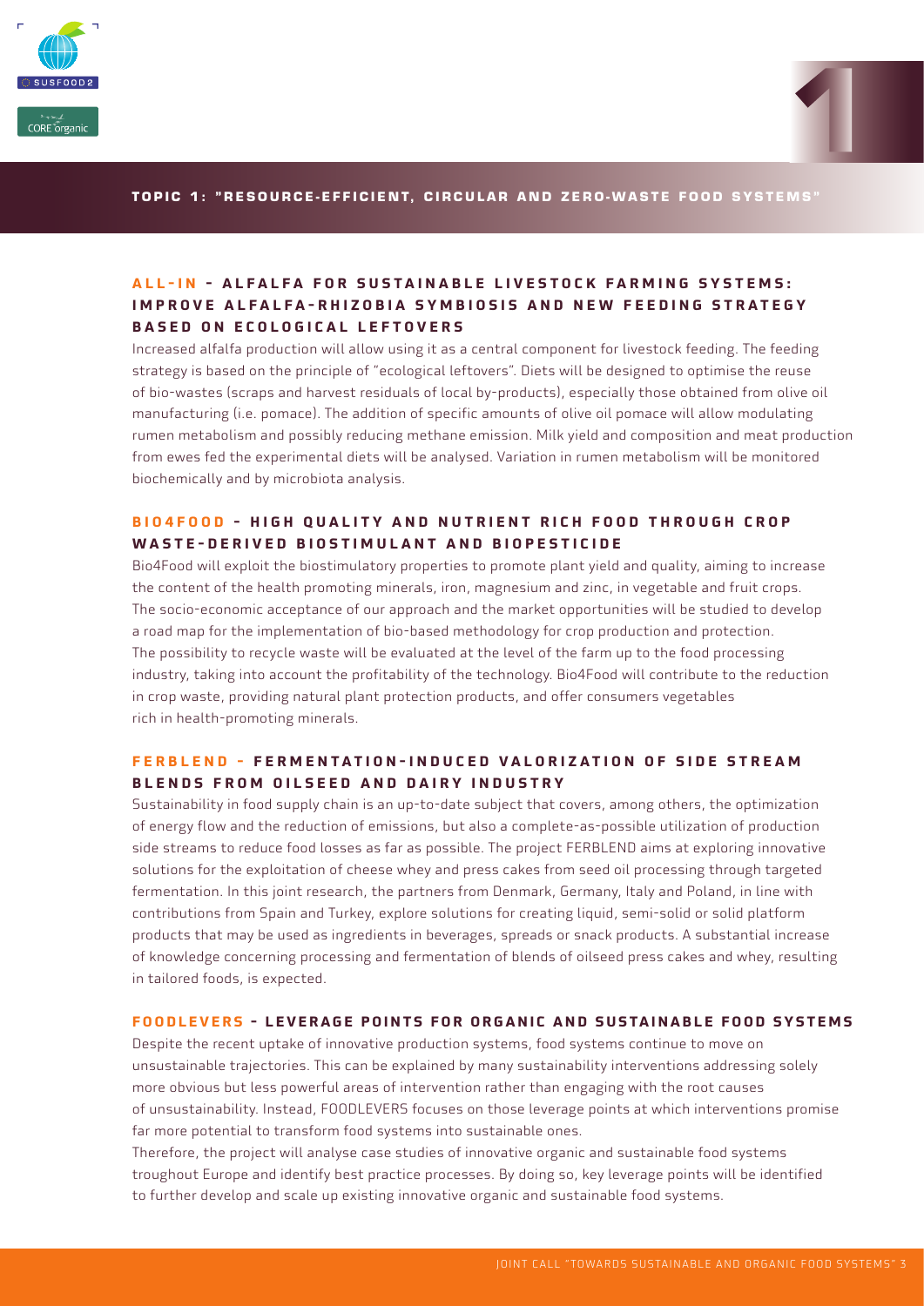## TOPIC 1: "RESOURCE-EFFICIENT, CIRCULAR AND ZERO-WASTE FOOD SYSTEMS"

### ALL-IN - ALFALFA FOR SUSTAINABLE LIVESTOCK FARMING SYSTEMS: IMPROVE ALFALFA-RHIZOBIA SYMBIOSIS AND NEW FEEDING STRATEGY BASED ON ECOLOGICAL LEFTOVERS

Increased alfalfa production will allow using it as a central component for livestock feeding. The feeding strategy is based on the principle of "ecological leftovers". Diets will be designed to optimise the reuse of bio-wastes (scraps and harvest residuals of local by-products), especially those obtained from olive oil manufacturing (i.e. pomace). The addition of specific amounts of olive oil pomace will allow modulating rumen metabolism and possibly reducing methane emission. Milk yield and composition and meat production from ewes fed the experimental diets will be analysed. Variation in rumen metabolism will be monitored biochemically and by microbiota analysis.

### BIO4FOOD - HIGH QUALITY AND NUTRIENT RICH FOOD THROUGH CROP WASTE-DERIVED BIOSTIMULANT AND BIOPESTICIDE

Bio4Food will exploit the biostimulatory properties to promote plant yield and quality, aiming to increase the content of the health promoting minerals, iron, magnesium and zinc, in vegetable and fruit crops. The socio-economic acceptance of our approach and the market opportunities will be studied to develop a road map for the implementation of bio-based methodology for crop production and protection. The possibility to recycle waste will be evaluated at the level of the farm up to the food processing industry, taking into account the profitability of the technology. Bio4Food will contribute to the reduction in crop waste, providing natural plant protection products, and offer consumers vegetables rich in health-promoting minerals.

### FERBLEND - FERMENTATION-INDUCED VALORIZATION OF SIDE STREAM BLENDS FROM OILSEED AND DAIRY INDUSTRY

Sustainability in food supply chain is an up-to-date subject that covers, among others, the optimization of energy flow and the reduction of emissions, but also a complete-as-possible utilization of production side streams to reduce food losses as far as possible. The project FERBLEND aims at exploring innovative solutions for the exploitation of cheese whey and press cakes from seed oil processing through targeted fermentation. In this joint research, the partners from Denmark, Germany, Italy and Poland, in line with contributions from Spain and Turkey, explore solutions for creating liquid, semi-solid or solid platform products that may be used as ingredients in beverages, spreads or snack products. A substantial increase of knowledge concerning processing and fermentation of blends of oilseed press cakes and whey, resulting in tailored foods, is expected.

### FOODLEVERS - LEVERAGE POINTS FOR ORGANIC AND SUSTAINABLE FOOD SYSTEMS

Despite the recent uptake of innovative production systems, food systems continue to move on unsustainable trajectories. This can be explained by many sustainability interventions addressing solely more obvious but less powerful areas of intervention rather than engaging with the root causes of unsustainability. Instead, FOODLEVERS focuses on those leverage points at which interventions promise far more potential to transform food systems into sustainable ones.

Therefore, the project will analyse case studies of innovative organic and sustainable food systems troughout Europe and identify best practice processes. By doing so, key leverage points will be identified to further develop and scale up existing innovative organic and sustainable food systems.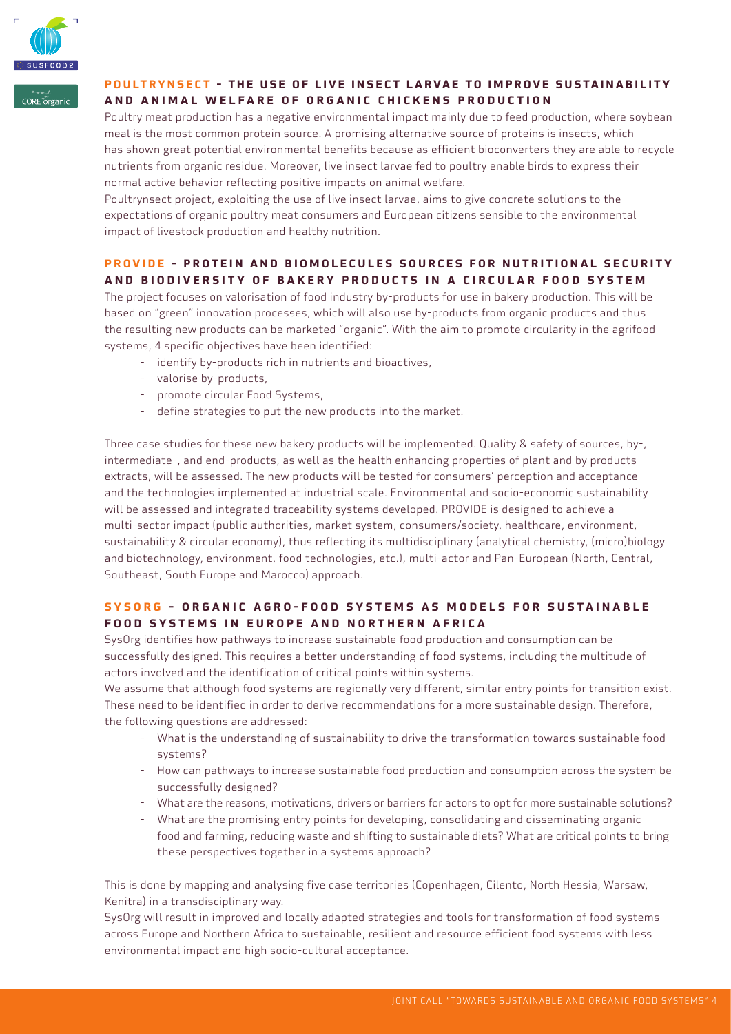## POULTRYNSECT - THE USE OF LIVE INSECT LARVAE TO IMPROVE SUSTAINABILITY AND ANIMAL WELFARE OF ORGANIC CHICKENS PRODUCTION

Poultry meat production has a negative environmental impact mainly due to feed production, where soybean meal is the most common protein source. A promising alternative source of proteins is insects, which has shown great potential environmental benefits because as efficient bioconverters they are able to recycle nutrients from organic residue. Moreover, live insect larvae fed to poultry enable birds to express their normal active behavior reflecting positive impacts on animal welfare.

Poultrynsect project, exploiting the use of live insect larvae, aims to give concrete solutions to the expectations of organic poultry meat consumers and European citizens sensible to the environmental impact of livestock production and healthy nutrition.

## PROVIDE - PROTEIN AND BIOMOLECULES SOURCES FOR NUTRITIONAL SECURITY AND BIODIVERSITY OF BAKERY PRODUCTS IN A CIRCULAR FOOD SYSTEM

The project focuses on valorisation of food industry by-products for use in bakery production. This will be based on "green" innovation processes, which will also use by-products from organic products and thus the resulting new products can be marketed "organic". With the aim to promote circularity in the agrifood systems, 4 specific objectives have been identified:

- identify by-products rich in nutrients and bioactives,
- valorise by-products,
- promote circular Food Systems,
- define strategies to put the new products into the market.

Three case studies for these new bakery products will be implemented. Quality & safety of sources, by-, intermediate-, and end-products, as well as the health enhancing properties of plant and by products extracts, will be assessed. The new products will be tested for consumers' perception and acceptance and the technologies implemented at industrial scale. Environmental and socio-economic sustainability will be assessed and integrated traceability systems developed. PROVIDE is designed to achieve a multi-sector impact (public authorities, market system, consumers/society, healthcare, environment, sustainability & circular economy), thus reflecting its multidisciplinary (analytical chemistry, (micro)biology and biotechnology, environment, food technologies, etc.), multi-actor and Pan-European (North, Central, Southeast, South Europe and Marocco) approach.

## SYSORG - ORGANIC AGRO-FOOD SYSTEMS AS MODELS FOR SUSTAINABLE FOOD SYSTEMS IN EUROPE AND NORTHERN AFRICA

SysOrg identifies how pathways to increase sustainable food production and consumption can be successfully designed. This requires a better understanding of food systems, including the multitude of actors involved and the identification of critical points within systems.

We assume that although food systems are regionally very different, similar entry points for transition exist. These need to be identified in order to derive recommendations for a more sustainable design. Therefore, the following questions are addressed:

- What is the understanding of sustainability to drive the transformation towards sustainable food systems?
- How can pathways to increase sustainable food production and consumption across the system be successfully designed?
- What are the reasons, motivations, drivers or barriers for actors to opt for more sustainable solutions?
- What are the promising entry points for developing, consolidating and disseminating organic food and farming, reducing waste and shifting to sustainable diets? What are critical points to bring these perspectives together in a systems approach?

This is done by mapping and analysing five case territories (Copenhagen, Cilento, North Hessia, Warsaw, Kenitra) in a transdisciplinary way.

SysOrg will result in improved and locally adapted strategies and tools for transformation of food systems across Europe and Northern Africa to sustainable, resilient and resource efficient food systems with less environmental impact and high socio-cultural acceptance.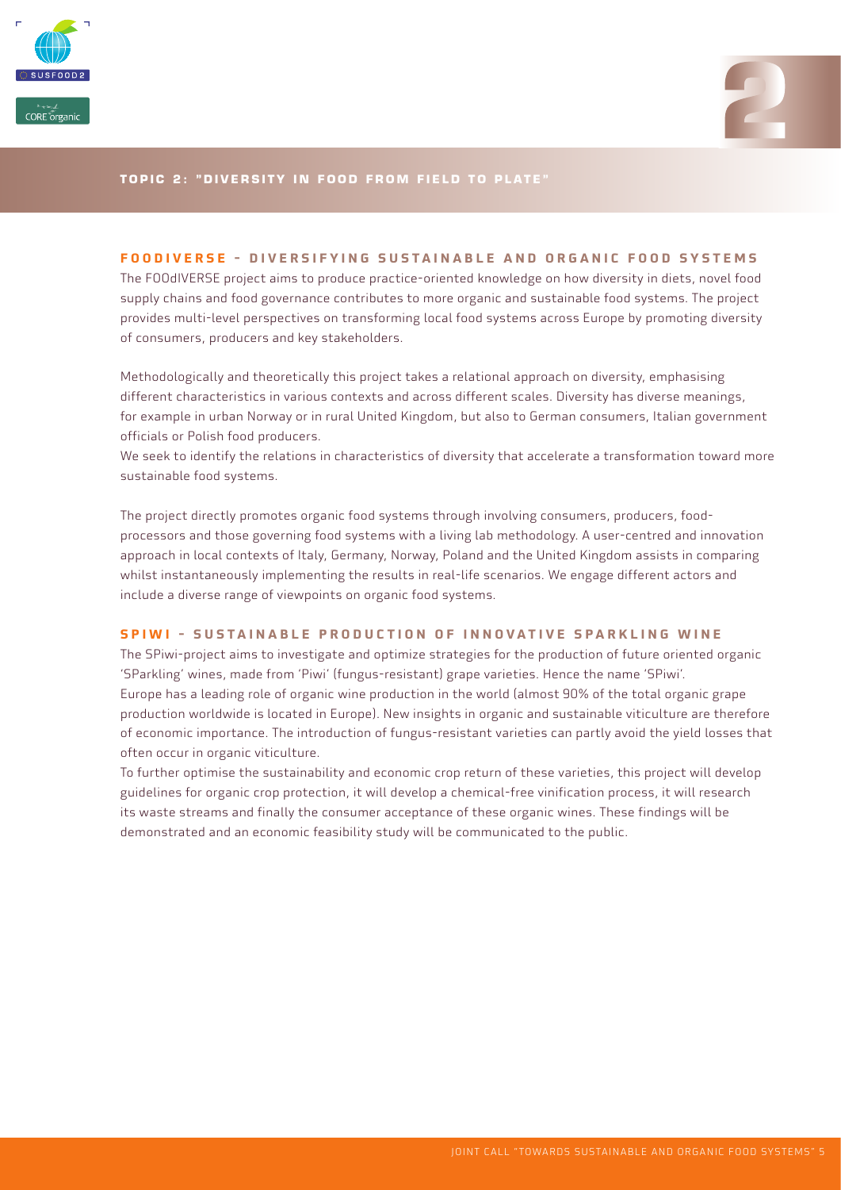## TOPIC 2: "DIVERSITY IN FOOD FROM FIELD TO PLATE"

### FOODIVERSE - DIVERSIFYING SUSTAINABLE AND ORGANIC FOOD SYSTEMS

The FOOdIVERSE project aims to produce practice-oriented knowledge on how diversity in diets, novel food supply chains and food governance contributes to more organic and sustainable food systems. The project provides multi-level perspectives on transforming local food systems across Europe by promoting diversity of consumers, producers and key stakeholders.

Methodologically and theoretically this project takes a relational approach on diversity, emphasising different characteristics in various contexts and across different scales. Diversity has diverse meanings, for example in urban Norway or in rural United Kingdom, but also to German consumers, Italian government officials or Polish food producers.
We seek to identify the relations in characteristics of diversity that accelerate a transformation toward more sustainable food systems.

The project directly promotes organic food systems through involving consumers, producers, food-processors and those governing food systems with a living lab methodology. A user-centred and innovation approach in local contexts of Italy, Germany, Norway, Poland and the United Kingdom assists in comparing whilst instantaneously implementing the results in real-life scenarios. We engage different actors and include a diverse range of viewpoints on organic food systems.

### SPIWI - SUSTAINABLE PRODUCTION OF INNOVATIVE SPARKLING WINE

The SPiwi-project aims to investigate and optimize strategies for the production of future oriented organic 'SParkling' wines, made from 'Piwi' (fungus-resistant) grape varieties. Hence the name 'SPiwi'.
Europe has a leading role of organic wine production in the world (almost 90% of the total organic grape production worldwide is located in Europe). New insights in organic and sustainable viticulture are therefore of economic importance. The introduction of fungus-resistant varieties can partly avoid the yield losses that often occur in organic viticulture.
To further optimise the sustainability and economic crop return of these varieties, this project will develop guidelines for organic crop protection, it will develop a chemical-free vinification process, it will research its waste streams and finally the consumer acceptance of these organic wines. These findings will be demonstrated and an economic feasibility study will be communicated to the public.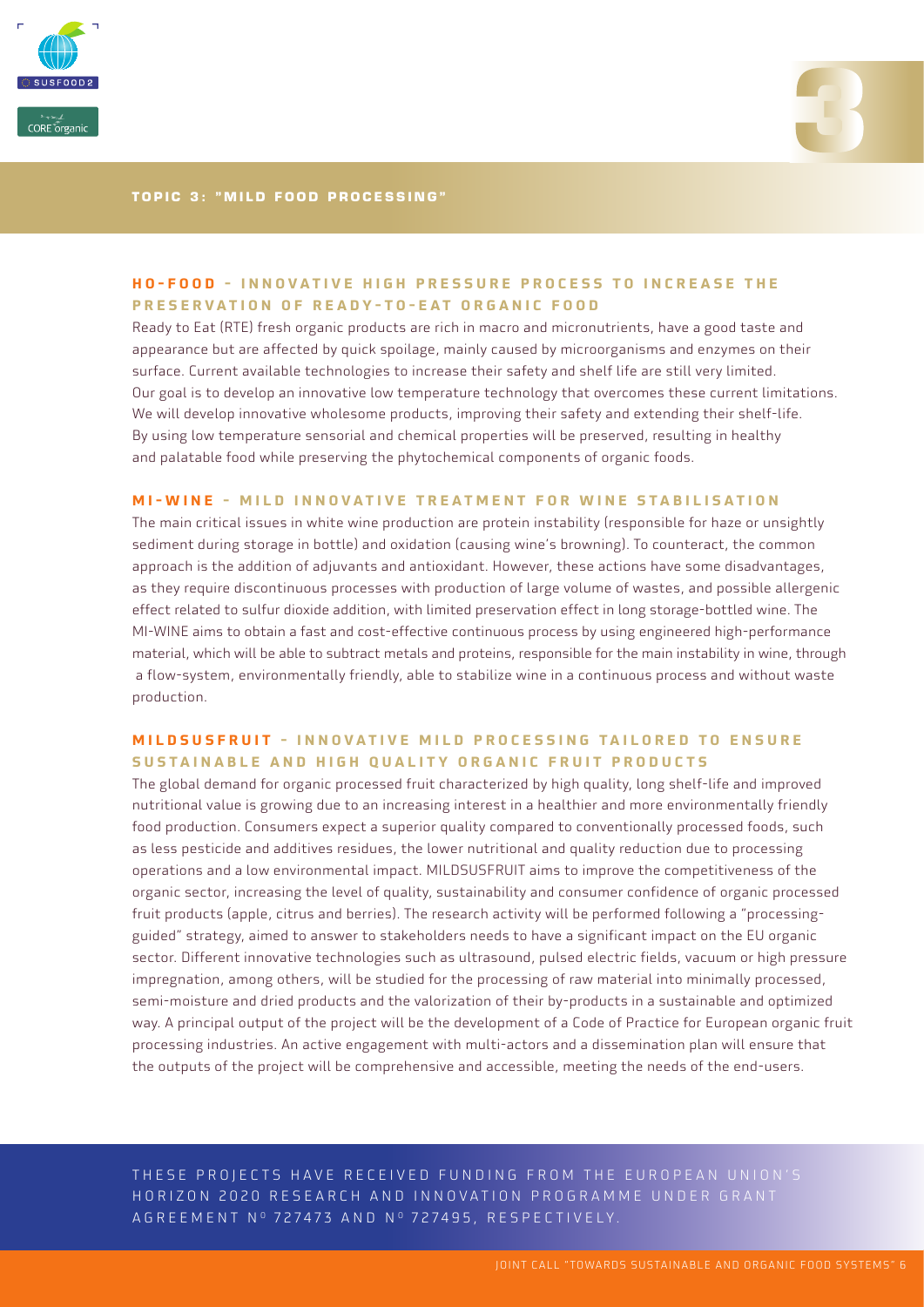## TOPIC 3: "MILD FOOD PROCESSING"

### HO-FOOD - INNOVATIVE HIGH PRESSURE PROCESS TO INCREASE THE PRESERVATION OF READY-TO-EAT ORGANIC FOOD

Ready to Eat (RTE) fresh organic products are rich in macro and micronutrients, have a good taste and appearance but are affected by quick spoilage, mainly caused by microorganisms and enzymes on their surface. Current available technologies to increase their safety and shelf life are still very limited. Our goal is to develop an innovative low temperature technology that overcomes these current limitations. We will develop innovative wholesome products, improving their safety and extending their shelf-life. By using low temperature sensorial and chemical properties will be preserved, resulting in healthy and palatable food while preserving the phytochemical components of organic foods.

### MI-WINE - MILD INNOVATIVE TREATMENT FOR WINE STABILISATION

The main critical issues in white wine production are protein instability (responsible for haze or unsightly sediment during storage in bottle) and oxidation (causing wine's browning). To counteract, the common approach is the addition of adjuvants and antioxidant. However, these actions have some disadvantages, as they require discontinuous processes with production of large volume of wastes, and possible allergenic effect related to sulfur dioxide addition, with limited preservation effect in long storage-bottled wine. The MI-WINE aims to obtain a fast and cost-effective continuous process by using engineered high-performance material, which will be able to subtract metals and proteins, responsible for the main instability in wine, through a flow-system, environmentally friendly, able to stabilize wine in a continuous process and without waste production.

### MILDSUSFRUIT - INNOVATIVE MILD PROCESSING TAILORED TO ENSURE SUSTAINABLE AND HIGH QUALITY ORGANIC FRUIT PRODUCTS

The global demand for organic processed fruit characterized by high quality, long shelf-life and improved nutritional value is growing due to an increasing interest in a healthier and more environmentally friendly food production. Consumers expect a superior quality compared to conventionally processed foods, such as less pesticide and additives residues, the lower nutritional and quality reduction due to processing operations and a low environmental impact. MILDSUSFRUIT aims to improve the competitiveness of the organic sector, increasing the level of quality, sustainability and consumer confidence of organic processed fruit products (apple, citrus and berries). The research activity will be performed following a "processing-guided" strategy, aimed to answer to stakeholders needs to have a significant impact on the EU organic sector. Different innovative technologies such as ultrasound, pulsed electric fields, vacuum or high pressure impregnation, among others, will be studied for the processing of raw material into minimally processed, semi-moisture and dried products and the valorization of their by-products in a sustainable and optimized way. A principal output of the project will be the development of a Code of Practice for European organic fruit processing industries. An active engagement with multi-actors and a dissemination plan will ensure that the outputs of the project will be comprehensive and accessible, meeting the needs of the end-users.

THESE PROJECTS HAVE RECEIVED FUNDING FROM THE EUROPEAN UNION'S HORIZON 2020 RESEARCH AND INNOVATION PROGRAMME UNDER GRANT AGREEMENT Nº 727473 AND Nº 727495, RESPECTIVELY.